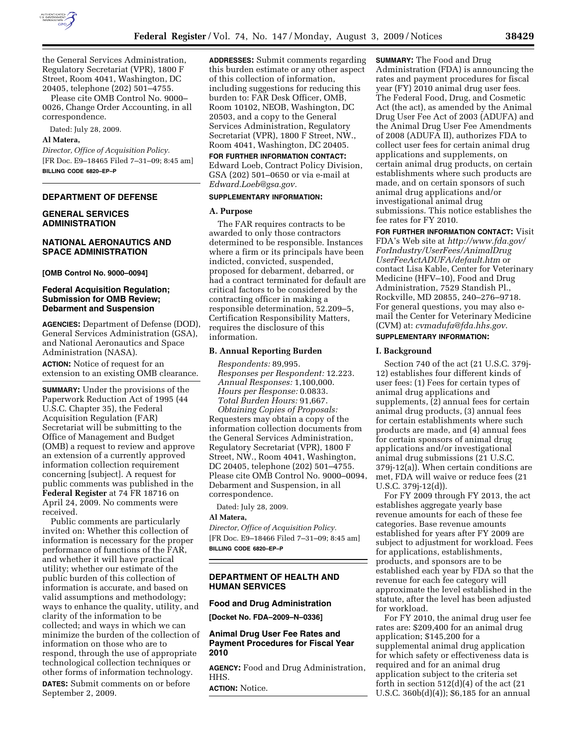the General Services Administration, Regulatory Secretariat (VPR), 1800 F Street, Room 4041, Washington, DC 20405, telephone (202) 501–4755.

Please cite OMB Control No. 9000–0026, Change Order Accounting, in all correspondence.

Dated: July 28, 2009.

**Al Matera,**

*Director, Office of Acquisition Policy.*

[FR Doc. E9–18465 Filed 7–31–09; 8:45 am]

**BILLING CODE 6820–EP–P**

## DEPARTMENT OF DEFENSE

## GENERAL SERVICES ADMINISTRATION

## NATIONAL AERONAUTICS AND SPACE ADMINISTRATION

**[OMB Control No. 9000–0094]**

### Federal Acquisition Regulation; Submission for OMB Review; Debarment and Suspension

**AGENCIES:** Department of Defense (DOD), General Services Administration (GSA), and National Aeronautics and Space Administration (NASA).

**ACTION:** Notice of request for an extension to an existing OMB clearance.

**SUMMARY:** Under the provisions of the Paperwork Reduction Act of 1995 (44 U.S.C. Chapter 35), the Federal Acquisition Regulation (FAR) Secretariat will be submitting to the Office of Management and Budget (OMB) a request to review and approve an extension of a currently approved information collection requirement concerning [subject]. A request for public comments was published in the **Federal Register** at 74 FR 18716 on April 24, 2009. No comments were received.

Public comments are particularly invited on: Whether this collection of information is necessary for the proper performance of functions of the FAR, and whether it will have practical utility; whether our estimate of the public burden of this collection of information is accurate, and based on valid assumptions and methodology; ways to enhance the quality, utility, and clarity of the information to be collected; and ways in which we can minimize the burden of the collection of information on those who are to respond, through the use of appropriate technological collection techniques or other forms of information technology.

**DATES:** Submit comments on or before September 2, 2009.

**ADDRESSES:** Submit comments regarding this burden estimate or any other aspect of this collection of information, including suggestions for reducing this burden to: FAR Desk Officer, OMB, Room 10102, NEOB, Washington, DC 20503, and a copy to the General Services Administration, Regulatory Secretariat (VPR), 1800 F Street, NW., Room 4041, Washington, DC 20405.

**FOR FURTHER INFORMATION CONTACT:** Edward Loeb, Contract Policy Division, GSA (202) 501–0650 or via e-mail at *Edward.Loeb@gsa.gov.*

**SUPPLEMENTARY INFORMATION:**

**A. Purpose**

The FAR requires contracts to be awarded to only those contractors determined to be responsible. Instances where a firm or its principals have been indicted, convicted, suspended, proposed for debarment, debarred, or had a contract terminated for default are critical factors to be considered by the contracting officer in making a responsible determination, 52.209–5, Certification Responsibility Matters, requires the disclosure of this information.

**B. Annual Reporting Burden**

*Respondents:* 89,995.
*Responses per Respondent:* 12.223.
*Annual Responses:* 1,100,000.
*Hours per Response:* 0.0833.
*Total Burden Hours:* 91,667.
*Obtaining Copies of Proposals:* Requesters may obtain a copy of the information collection documents from the General Services Administration, Regulatory Secretariat (VPR), 1800 F Street, NW., Room 4041, Washington, DC 20405, telephone (202) 501–4755. Please cite OMB Control No. 9000–0094, Debarment and Suspension, in all correspondence.

Dated: July 28, 2009.

**Al Matera,**

*Director, Office of Acquisition Policy.*

[FR Doc. E9–18466 Filed 7–31–09; 8:45 am]

**BILLING CODE 6820–EP–P**

## DEPARTMENT OF HEALTH AND HUMAN SERVICES

### Food and Drug Administration

**[Docket No. FDA–2009–N–0336]**

### Animal Drug User Fee Rates and Payment Procedures for Fiscal Year 2010

**AGENCY:** Food and Drug Administration, HHS.

**ACTION:** Notice.

**SUMMARY:** The Food and Drug Administration (FDA) is announcing the rates and payment procedures for fiscal year (FY) 2010 animal drug user fees. The Federal Food, Drug, and Cosmetic Act (the act), as amended by the Animal Drug User Fee Act of 2003 (ADUFA) and the Animal Drug User Fee Amendments of 2008 (ADUFA II), authorizes FDA to collect user fees for certain animal drug applications and supplements, on certain animal drug products, on certain establishments where such products are made, and on certain sponsors of such animal drug applications and/or investigational animal drug submissions. This notice establishes the fee rates for FY 2010.

**FOR FURTHER INFORMATION CONTACT:** Visit FDA's Web site at *http://www.fda.gov/ForIndustry/UserFees/AnimalDrugUserFeeActADUFA/default.htm* or contact Lisa Kable, Center for Veterinary Medicine (HFV–10), Food and Drug Administration, 7529 Standish Pl., Rockville, MD 20855, 240–276–9718. For general questions, you may also e-mail the Center for Veterinary Medicine (CVM) at: *cvmadufa@fda.hhs.gov.*

**SUPPLEMENTARY INFORMATION:**

**I. Background**

Section 740 of the act (21 U.S.C. 379j-12) establishes four different kinds of user fees: (1) Fees for certain types of animal drug applications and supplements, (2) annual fees for certain animal drug products, (3) annual fees for certain establishments where such products are made, and (4) annual fees for certain sponsors of animal drug applications and/or investigational animal drug submissions (21 U.S.C. 379j-12(a)). When certain conditions are met, FDA will waive or reduce fees (21 U.S.C. 379j-12(d)).

For FY 2009 through FY 2013, the act establishes aggregate yearly base revenue amounts for each of these fee categories. Base revenue amounts established for years after FY 2009 are subject to adjustment for workload. Fees for applications, establishments, products, and sponsors are to be established each year by FDA so that the revenue for each fee category will approximate the level established in the statute, after the level has been adjusted for workload.

For FY 2010, the animal drug user fee rates are: $209,400 for an animal drug application; $145,200 for a supplemental animal drug application for which safety or effectiveness data is required and for an animal drug application subject to the criteria set forth in section 512(d)(4) of the act (21 U.S.C. 360b(d)(4)); $6,185 for an annual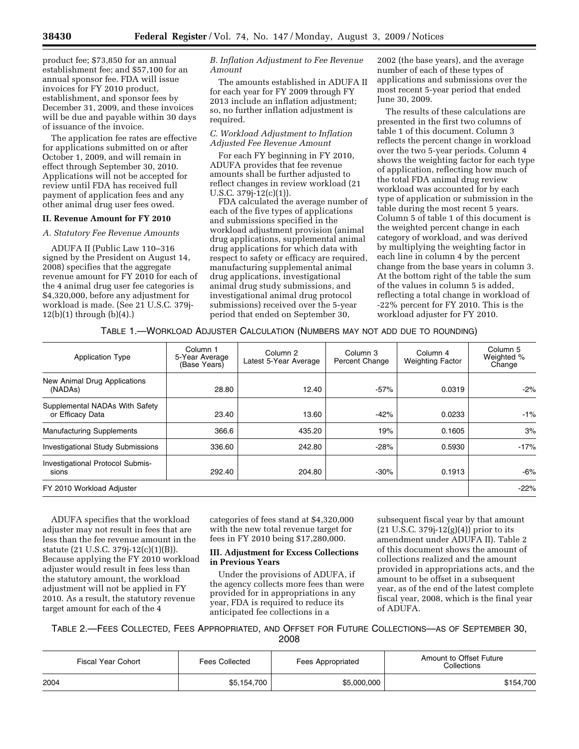product fee; $73,850 for an annual establishment fee; and $57,100 for an annual sponsor fee. FDA will issue invoices for FY 2010 product, establishment, and sponsor fees by December 31, 2009, and these invoices will be due and payable within 30 days of issuance of the invoice.

The application fee rates are effective for applications submitted on or after October 1, 2009, and will remain in effect through September 30, 2010. Applications will not be accepted for review until FDA has received full payment of application fees and any other animal drug user fees owed.

## II. Revenue Amount for FY 2010

### *A. Statutory Fee Revenue Amounts*

ADUFA II (Public Law 110–316 signed by the President on August 14, 2008) specifies that the aggregate revenue amount for FY 2010 for each of the 4 animal drug user fee categories is $4,320,000, before any adjustment for workload is made. (See 21 U.S.C. 379j-12(b)(1) through (b)(4).)

### *B. Inflation Adjustment to Fee Revenue Amount*

The amounts established in ADUFA II for each year for FY 2009 through FY 2013 include an inflation adjustment; so, no further inflation adjustment is required.

### *C. Workload Adjustment to Inflation Adjusted Fee Revenue Amount*

For each FY beginning in FY 2010, ADUFA provides that fee revenue amounts shall be further adjusted to reflect changes in review workload (21 U.S.C. 379j-12(c)(1)).

FDA calculated the average number of each of the five types of applications and submissions specified in the workload adjustment provision (animal drug applications, supplemental animal drug applications for which data with respect to safety or efficacy are required, manufacturing supplemental animal drug applications, investigational animal drug study submissions, and investigational animal drug protocol submissions) received over the 5-year period that ended on September 30, 2002 (the base years), and the average number of each of these types of applications and submissions over the most recent 5-year period that ended June 30, 2009.

The results of these calculations are presented in the first two columns of table 1 of this document. Column 3 reflects the percent change in workload over the two 5-year periods. Column 4 shows the weighting factor for each type of application, reflecting how much of the total FDA animal drug review workload was accounted for by each type of application or submission in the table during the most recent 5 years. Column 5 of table 1 of this document is the weighted percent change in each category of workload, and was derived by multiplying the weighting factor in each line in column 4 by the percent change from the base years in column 3. At the bottom right of the table the sum of the values in column 5 is added, reflecting a total change in workload of -22% percent for FY 2010. This is the workload adjuster for FY 2010.

TABLE 1.—WORKLOAD ADJUSTER CALCULATION (NUMBERS MAY NOT ADD DUE TO ROUNDING)

| Application Type | Column 1 5-Year Average (Base Years) | Column 2 Latest 5-Year Average | Column 3 Percent Change | Column 4 Weighting Factor | Column 5 Weighted % Change |
|---|---|---|---|---|---|
| New Animal Drug Applications (NADAs) | 28.80 | 12.40 | -57% | 0.0319 | -2% |
| Supplemental NADAs With Safety or Efficacy Data | 23.40 | 13.60 | -42% | 0.0233 | -1% |
| Manufacturing Supplements | 366.6 | 435.20 | 19% | 0.1605 | 3% |
| Investigational Study Submissions | 336.60 | 242.80 | -28% | 0.5930 | -17% |
| Investigational Protocol Submissions | 292.40 | 204.80 | -30% | 0.1913 | -6% |
| FY 2010 Workload Adjuster | | | | | -22% |

ADUFA specifies that the workload adjuster may not result in fees that are less than the fee revenue amount in the statute (21 U.S.C. 379j-12(c)(1)(B)). Because applying the FY 2010 workload adjuster would result in fees less than the statutory amount, the workload adjustment will not be applied in FY 2010. As a result, the statutory revenue target amount for each of the 4 categories of fees stand at $4,320,000 with the new total revenue target for fees in FY 2010 being $17,280,000.

## III. Adjustment for Excess Collections in Previous Years

Under the provisions of ADUFA, if the agency collects more fees than were provided for in appropriations in any year, FDA is required to reduce its anticipated fee collections in a subsequent fiscal year by that amount (21 U.S.C. 379j-12(g)(4)) prior to its amendment under ADUFA II). Table 2 of this document shows the amount of collections realized and the amount provided in appropriations acts, and the amount to be offset in a subsequent year, as of the end of the latest complete fiscal year, 2008, which is the final year of ADUFA.

TABLE 2.—FEES COLLECTED, FEES APPROPRIATED, AND OFFSET FOR FUTURE COLLECTIONS—AS OF SEPTEMBER 30, 2008

| Fiscal Year Cohort | Fees Collected | Fees Appropriated | Amount to Offset Future Collections |
|---|---|---|---|
| 2004 | $5,154,700 | $5,000,000 | $154,700 |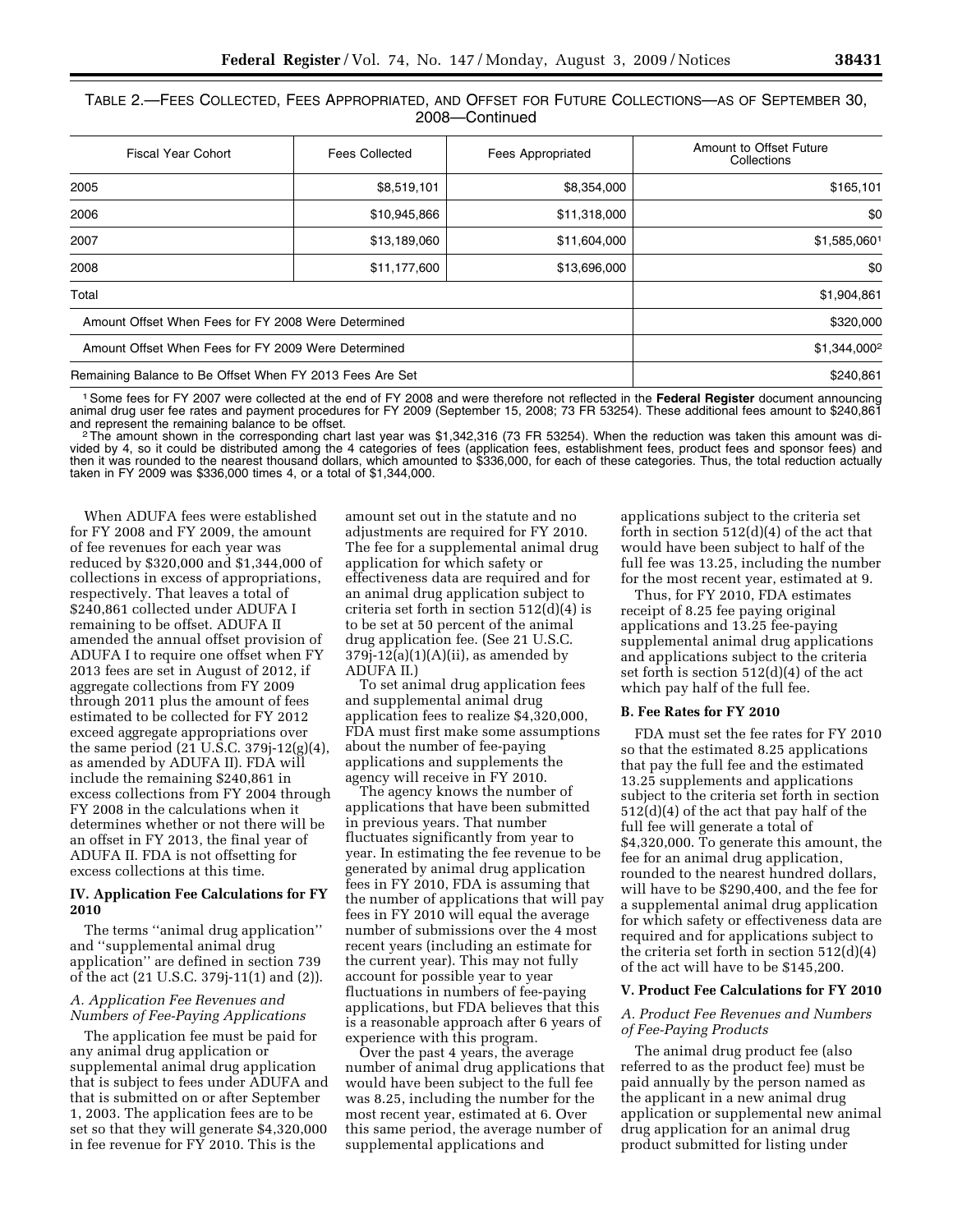TABLE 2.—FEES COLLECTED, FEES APPROPRIATED, AND OFFSET FOR FUTURE COLLECTIONS—AS OF SEPTEMBER 30, 2008—Continued

| Fiscal Year Cohort | Fees Collected | Fees Appropriated | Amount to Offset Future Collections |
|---|---|---|---|
| 2005 | $8,519,101 | $8,354,000 | $165,101 |
| 2006 | $10,945,866 | $11,318,000 | $0 |
| 2007 | $13,189,060 | $11,604,000 | $1,585,060[1] |
| 2008 | $11,177,600 | $13,696,000 | $0 |
| Total | | | $1,904,861 |
| Amount Offset When Fees for FY 2008 Were Determined | | | $320,000 |
| Amount Offset When Fees for FY 2009 Were Determined | | | $1,344,000[2] |
| Remaining Balance to Be Offset When FY 2013 Fees Are Set | | | $240,861 |

[1] Some fees for FY 2007 were collected at the end of FY 2008 and were therefore not reflected in the **Federal Register** document announcing animal drug user fee rates and payment procedures for FY 2009 (September 15, 2008; 73 FR 53254). These additional fees amount to $240,861 and represent the remaining balance to be offset.

[2] The amount shown in the corresponding chart last year was $1,342,316 (73 FR 53254). When the reduction was taken this amount was divided by 4, so it could be distributed among the 4 categories of fees (application fees, establishment fees, product fees and sponsor fees) and then it was rounded to the nearest thousand dollars, which amounted to $336,000, for each of these categories. Thus, the total reduction actually taken in FY 2009 was $336,000 times 4, or a total of $1,344,000.

When ADUFA fees were established for FY 2008 and FY 2009, the amount of fee revenues for each year was reduced by $320,000 and $1,344,000 of collections in excess of appropriations, respectively. That leaves a total of $240,861 collected under ADUFA I remaining to be offset. ADUFA II amended the annual offset provision of ADUFA I to require one offset when FY 2013 fees are set in August of 2012, if aggregate collections from FY 2009 through 2011 plus the amount of fees estimated to be collected for FY 2012 exceed aggregate appropriations over the same period (21 U.S.C. 379j-12(g)(4), as amended by ADUFA II). FDA will include the remaining $240,861 in excess collections from FY 2004 through FY 2008 in the calculations when it determines whether or not there will be an offset in FY 2013, the final year of ADUFA II. FDA is not offsetting for excess collections at this time.

## IV. Application Fee Calculations for FY 2010

The terms ''animal drug application'' and ''supplemental animal drug application'' are defined in section 739 of the act (21 U.S.C. 379j-11(1) and (2)).

### *A. Application Fee Revenues and Numbers of Fee-Paying Applications*

The application fee must be paid for any animal drug application or supplemental animal drug application that is subject to fees under ADUFA and that is submitted on or after September 1, 2003. The application fees are to be set so that they will generate $4,320,000 in fee revenue for FY 2010. This is the amount set out in the statute and no adjustments are required for FY 2010. The fee for a supplemental animal drug application for which safety or effectiveness data are required and for an animal drug application subject to criteria set forth in section 512(d)(4) is to be set at 50 percent of the animal drug application fee. (See 21 U.S.C. 379j-12(a)(1)(A)(ii), as amended by ADUFA II.)

To set animal drug application fees and supplemental animal drug application fees to realize $4,320,000, FDA must first make some assumptions about the number of fee-paying applications and supplements the agency will receive in FY 2010.

The agency knows the number of applications that have been submitted in previous years. That number fluctuates significantly from year to year. In estimating the fee revenue to be generated by animal drug application fees in FY 2010, FDA is assuming that the number of applications that will pay fees in FY 2010 will equal the average number of submissions over the 4 most recent years (including an estimate for the current year). This may not fully account for possible year to year fluctuations in numbers of fee-paying applications, but FDA believes that this is a reasonable approach after 6 years of experience with this program.

Over the past 4 years, the average number of animal drug applications that would have been subject to the full fee was 8.25, including the number for the most recent year, estimated at 6. Over this same period, the average number of supplemental applications and applications subject to the criteria set forth in section 512(d)(4) of the act that would have been subject to half of the full fee was 13.25, including the number for the most recent year, estimated at 9.

Thus, for FY 2010, FDA estimates receipt of 8.25 fee paying original applications and 13.25 fee-paying supplemental animal drug applications and applications subject to the criteria set forth is section 512(d)(4) of the act which pay half of the full fee.

### B. Fee Rates for FY 2010

FDA must set the fee rates for FY 2010 so that the estimated 8.25 applications that pay the full fee and the estimated 13.25 supplements and applications subject to the criteria set forth in section 512(d)(4) of the act that pay half of the full fee will generate a total of $4,320,000. To generate this amount, the fee for an animal drug application, rounded to the nearest hundred dollars, will have to be $290,400, and the fee for a supplemental animal drug application for which safety or effectiveness data are required and for applications subject to the criteria set forth in section 512(d)(4) of the act will have to be $145,200.

## V. Product Fee Calculations for FY 2010

### *A. Product Fee Revenues and Numbers of Fee-Paying Products*

The animal drug product fee (also referred to as the product fee) must be paid annually by the person named as the applicant in a new animal drug application or supplemental new animal drug application for an animal drug product submitted for listing under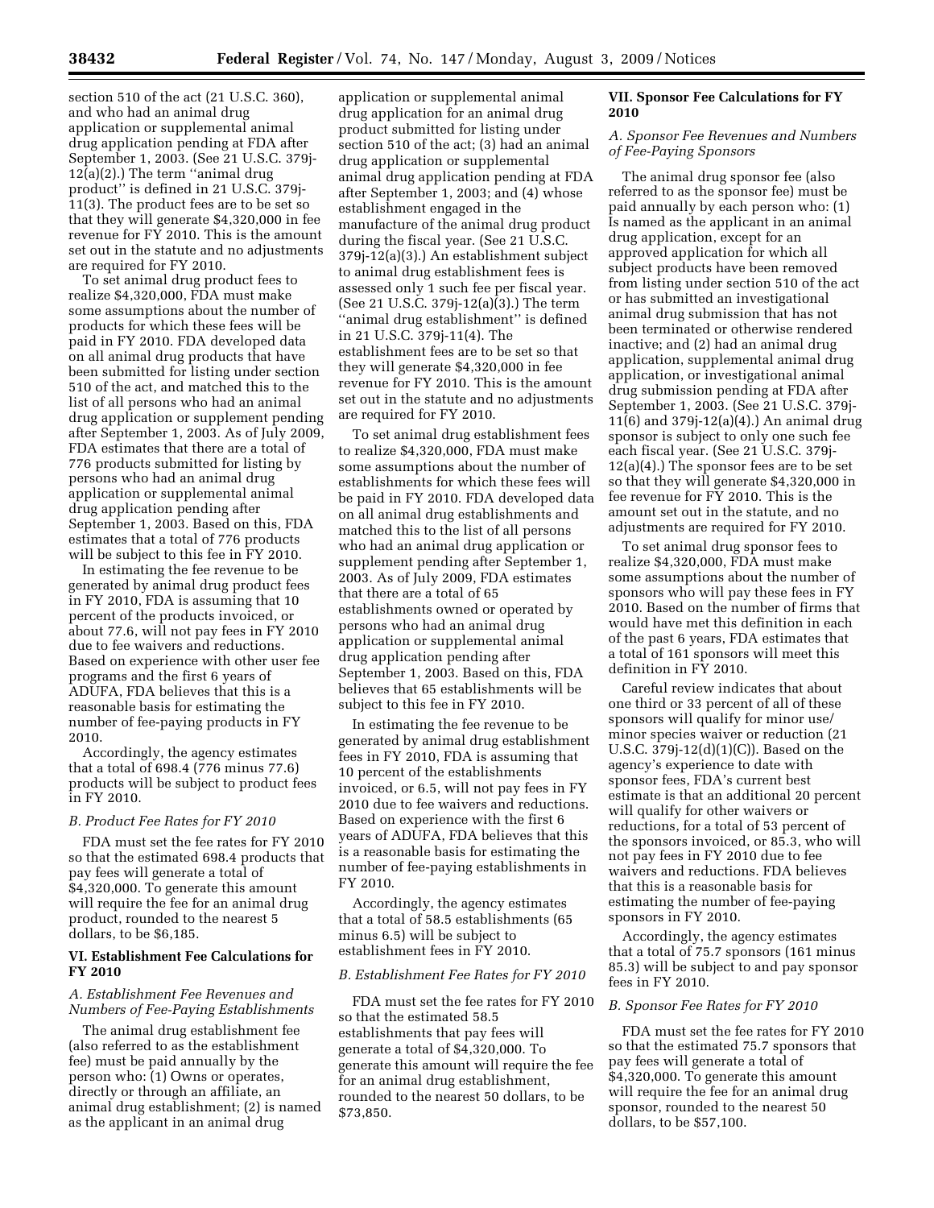section 510 of the act (21 U.S.C. 360), and who had an animal drug application or supplemental animal drug application pending at FDA after September 1, 2003. (See 21 U.S.C. 379j-12(a)(2).) The term ''animal drug product'' is defined in 21 U.S.C. 379j-11(3). The product fees are to be set so that they will generate $4,320,000 in fee revenue for FY 2010. This is the amount set out in the statute and no adjustments are required for FY 2010.

To set animal drug product fees to realize $4,320,000, FDA must make some assumptions about the number of products for which these fees will be paid in FY 2010. FDA developed data on all animal drug products that have been submitted for listing under section 510 of the act, and matched this to the list of all persons who had an animal drug application or supplement pending after September 1, 2003. As of July 2009, FDA estimates that there are a total of 776 products submitted for listing by persons who had an animal drug application or supplemental animal drug application pending after September 1, 2003. Based on this, FDA estimates that a total of 776 products will be subject to this fee in FY 2010.

In estimating the fee revenue to be generated by animal drug product fees in FY 2010, FDA is assuming that 10 percent of the products invoiced, or about 77.6, will not pay fees in FY 2010 due to fee waivers and reductions. Based on experience with other user fee programs and the first 6 years of ADUFA, FDA believes that this is a reasonable basis for estimating the number of fee-paying products in FY 2010.

Accordingly, the agency estimates that a total of 698.4 (776 minus 77.6) products will be subject to product fees in FY 2010.

### *B. Product Fee Rates for FY 2010*

FDA must set the fee rates for FY 2010 so that the estimated 698.4 products that pay fees will generate a total of $4,320,000. To generate this amount will require the fee for an animal drug product, rounded to the nearest 5 dollars, to be $6,185.

## VI. Establishment Fee Calculations for FY 2010

### *A. Establishment Fee Revenues and Numbers of Fee-Paying Establishments*

The animal drug establishment fee (also referred to as the establishment fee) must be paid annually by the person who: (1) Owns or operates, directly or through an affiliate, an animal drug establishment; (2) is named as the applicant in an animal drug application or supplemental animal drug application for an animal drug product submitted for listing under section 510 of the act; (3) had an animal drug application or supplemental animal drug application pending at FDA after September 1, 2003; and (4) whose establishment engaged in the manufacture of the animal drug product during the fiscal year. (See 21 U.S.C. 379j-12(a)(3).) An establishment subject to animal drug establishment fees is assessed only 1 such fee per fiscal year. (See 21 U.S.C. 379j-12(a)(3).) The term ''animal drug establishment'' is defined in 21 U.S.C. 379j-11(4). The establishment fees are to be set so that they will generate $4,320,000 in fee revenue for FY 2010. This is the amount set out in the statute and no adjustments are required for FY 2010.

To set animal drug establishment fees to realize $4,320,000, FDA must make some assumptions about the number of establishments for which these fees will be paid in FY 2010. FDA developed data on all animal drug establishments and matched this to the list of all persons who had an animal drug application or supplement pending after September 1, 2003. As of July 2009, FDA estimates that there are a total of 65 establishments owned or operated by persons who had an animal drug application or supplemental animal drug application pending after September 1, 2003. Based on this, FDA believes that 65 establishments will be subject to this fee in FY 2010.

In estimating the fee revenue to be generated by animal drug establishment fees in FY 2010, FDA is assuming that 10 percent of the establishments invoiced, or 6.5, will not pay fees in FY 2010 due to fee waivers and reductions. Based on experience with the first 6 years of ADUFA, FDA believes that this is a reasonable basis for estimating the number of fee-paying establishments in FY 2010.

Accordingly, the agency estimates that a total of 58.5 establishments (65 minus 6.5) will be subject to establishment fees in FY 2010.

### *B. Establishment Fee Rates for FY 2010*

FDA must set the fee rates for FY 2010 so that the estimated 58.5 establishments that pay fees will generate a total of $4,320,000. To generate this amount will require the fee for an animal drug establishment, rounded to the nearest 50 dollars, to be $73,850.

## VII. Sponsor Fee Calculations for FY 2010

### *A. Sponsor Fee Revenues and Numbers of Fee-Paying Sponsors*

The animal drug sponsor fee (also referred to as the sponsor fee) must be paid annually by each person who: (1) Is named as the applicant in an animal drug application, except for an approved application for which all subject products have been removed from listing under section 510 of the act or has submitted an investigational animal drug submission that has not been terminated or otherwise rendered inactive; and (2) had an animal drug application, supplemental animal drug application, or investigational animal drug submission pending at FDA after September 1, 2003. (See 21 U.S.C. 379j-11(6) and 379j-12(a)(4).) An animal drug sponsor is subject to only one such fee each fiscal year. (See 21 U.S.C. 379j-12(a)(4).) The sponsor fees are to be set so that they will generate $4,320,000 in fee revenue for FY 2010. This is the amount set out in the statute, and no adjustments are required for FY 2010.

To set animal drug sponsor fees to realize $4,320,000, FDA must make some assumptions about the number of sponsors who will pay these fees in FY 2010. Based on the number of firms that would have met this definition in each of the past 6 years, FDA estimates that a total of 161 sponsors will meet this definition in FY 2010.

Careful review indicates that about one third or 33 percent of all of these sponsors will qualify for minor use/minor species waiver or reduction (21 U.S.C. 379j-12(d)(1)(C)). Based on the agency's experience to date with sponsor fees, FDA's current best estimate is that an additional 20 percent will qualify for other waivers or reductions, for a total of 53 percent of the sponsors invoiced, or 85.3, who will not pay fees in FY 2010 due to fee waivers and reductions. FDA believes that this is a reasonable basis for estimating the number of fee-paying sponsors in FY 2010.

Accordingly, the agency estimates that a total of 75.7 sponsors (161 minus 85.3) will be subject to and pay sponsor fees in FY 2010.

### *B. Sponsor Fee Rates for FY 2010*

FDA must set the fee rates for FY 2010 so that the estimated 75.7 sponsors that pay fees will generate a total of $4,320,000. To generate this amount will require the fee for an animal drug sponsor, rounded to the nearest 50 dollars, to be $57,100.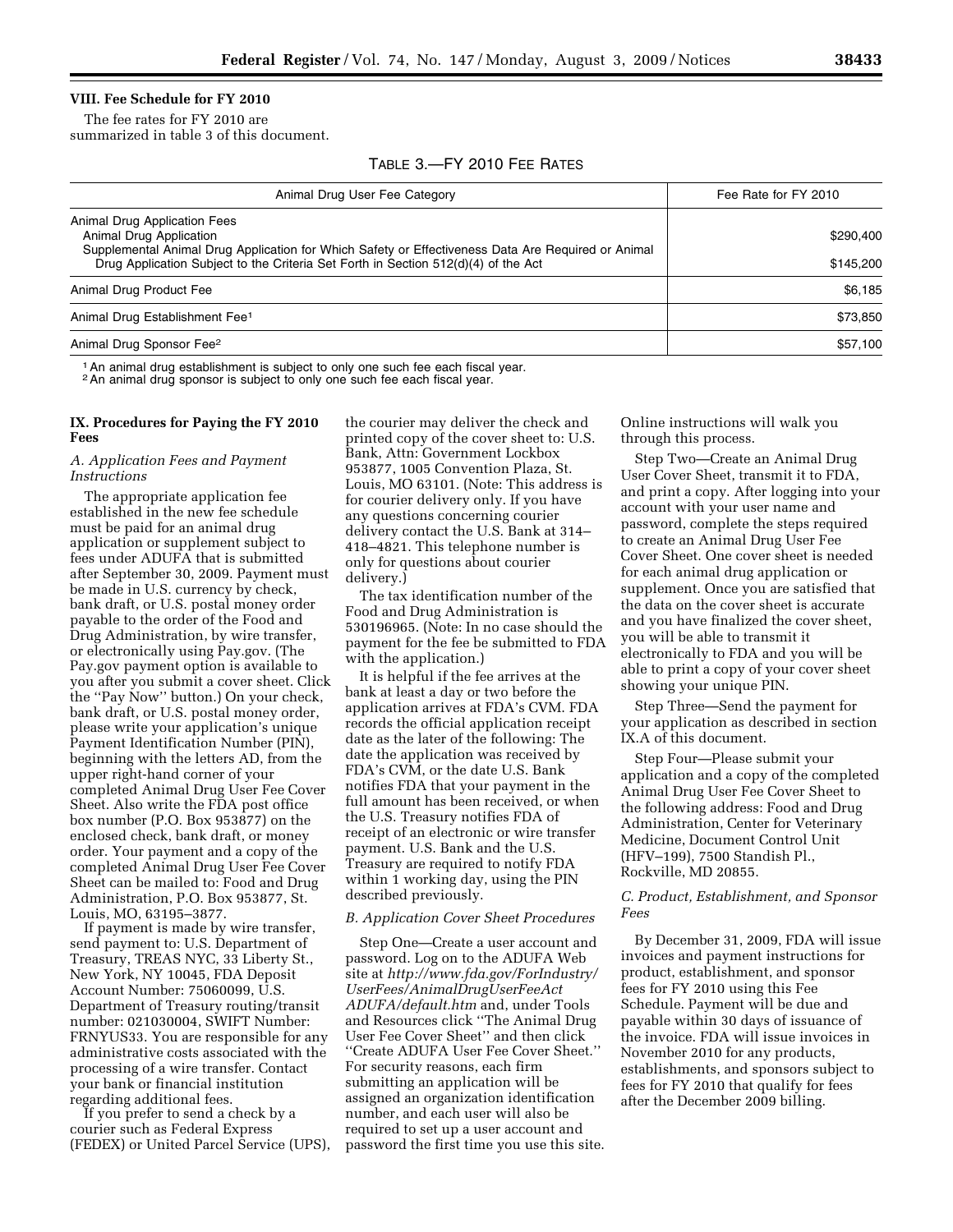## VIII. Fee Schedule for FY 2010

The fee rates for FY 2010 are summarized in table 3 of this document.

TABLE 3.—FY 2010 FEE RATES

| Animal Drug User Fee Category | Fee Rate for FY 2010 |
|---|---|
| Animal Drug Application Fees | |
| Animal Drug Application | $290,400 |
| Supplemental Animal Drug Application for Which Safety or Effectiveness Data Are Required or Animal Drug Application Subject to the Criteria Set Forth in Section 512(d)(4) of the Act | $145,200 |
| Animal Drug Product Fee | $6,185 |
| Animal Drug Establishment Fee[1] | $73,850 |
| Animal Drug Sponsor Fee[2] | $57,100 |

[1] An animal drug establishment is subject to only one such fee each fiscal year.

[2] An animal drug sponsor is subject to only one such fee each fiscal year.

## IX. Procedures for Paying the FY 2010 Fees

### *A. Application Fees and Payment Instructions*

The appropriate application fee established in the new fee schedule must be paid for an animal drug application or supplement subject to fees under ADUFA that is submitted after September 30, 2009. Payment must be made in U.S. currency by check, bank draft, or U.S. postal money order payable to the order of the Food and Drug Administration, by wire transfer, or electronically using Pay.gov. (The Pay.gov payment option is available to you after you submit a cover sheet. Click the ''Pay Now'' button.) On your check, bank draft, or U.S. postal money order, please write your application's unique Payment Identification Number (PIN), beginning with the letters AD, from the upper right-hand corner of your completed Animal Drug User Fee Cover Sheet. Also write the FDA post office box number (P.O. Box 953877) on the enclosed check, bank draft, or money order. Your payment and a copy of the completed Animal Drug User Fee Cover Sheet can be mailed to: Food and Drug Administration, P.O. Box 953877, St. Louis, MO, 63195–3877.

If payment is made by wire transfer, send payment to: U.S. Department of Treasury, TREAS NYC, 33 Liberty St., New York, NY 10045, FDA Deposit Account Number: 75060099, U.S. Department of Treasury routing/transit number: 021030004, SWIFT Number: FRNYUS33. You are responsible for any administrative costs associated with the processing of a wire transfer. Contact your bank or financial institution regarding additional fees.

If you prefer to send a check by a courier such as Federal Express (FEDEX) or United Parcel Service (UPS), the courier may deliver the check and printed copy of the cover sheet to: U.S. Bank, Attn: Government Lockbox 953877, 1005 Convention Plaza, St. Louis, MO 63101. (Note: This address is for courier delivery only. If you have any questions concerning courier delivery contact the U.S. Bank at 314–418–4821. This telephone number is only for questions about courier delivery.)

The tax identification number of the Food and Drug Administration is 530196965. (Note: In no case should the payment for the fee be submitted to FDA with the application.)

It is helpful if the fee arrives at the bank at least a day or two before the application arrives at FDA's CVM. FDA records the official application receipt date as the later of the following: The date the application was received by FDA's CVM, or the date U.S. Bank notifies FDA that your payment in the full amount has been received, or when the U.S. Treasury notifies FDA of receipt of an electronic or wire transfer payment. U.S. Bank and the U.S. Treasury are required to notify FDA within 1 working day, using the PIN described previously.

### *B. Application Cover Sheet Procedures*

Step One—Create a user account and password. Log on to the ADUFA Web site at *http://www.fda.gov/ForIndustry/UserFees/AnimalDrugUserFeeAct ADUFA/default.htm* and, under Tools and Resources click ''The Animal Drug User Fee Cover Sheet'' and then click ''Create ADUFA User Fee Cover Sheet.'' For security reasons, each firm submitting an application will be assigned an organization identification number, and each user will also be required to set up a user account and password the first time you use this site. Online instructions will walk you through this process.

Step Two—Create an Animal Drug User Cover Sheet, transmit it to FDA, and print a copy. After logging into your account with your user name and password, complete the steps required to create an Animal Drug User Fee Cover Sheet. One cover sheet is needed for each animal drug application or supplement. Once you are satisfied that the data on the cover sheet is accurate and you have finalized the cover sheet, you will be able to transmit it electronically to FDA and you will be able to print a copy of your cover sheet showing your unique PIN.

Step Three—Send the payment for your application as described in section IX.A of this document.

Step Four—Please submit your application and a copy of the completed Animal Drug User Fee Cover Sheet to the following address: Food and Drug Administration, Center for Veterinary Medicine, Document Control Unit (HFV–199), 7500 Standish Pl., Rockville, MD 20855.

### *C. Product, Establishment, and Sponsor Fees*

By December 31, 2009, FDA will issue invoices and payment instructions for product, establishment, and sponsor fees for FY 2010 using this Fee Schedule. Payment will be due and payable within 30 days of issuance of the invoice. FDA will issue invoices in November 2010 for any products, establishments, and sponsors subject to fees for FY 2010 that qualify for fees after the December 2009 billing.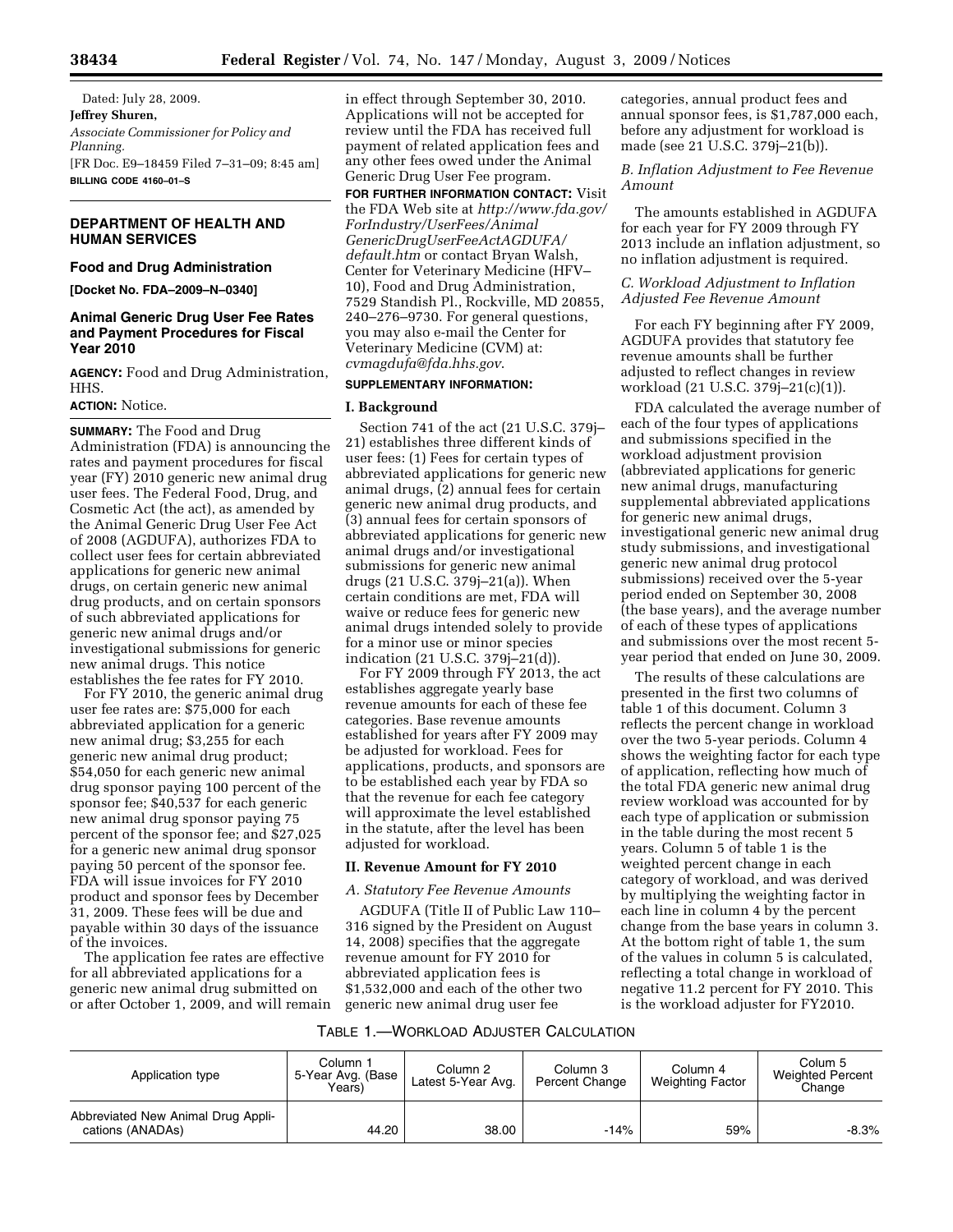Dated: July 28, 2009.

**Jeffrey Shuren,**

*Associate Commissioner for Policy and Planning.*

[FR Doc. E9–18459 Filed 7–31–09; 8:45 am]

**BILLING CODE 4160–01–S**

## DEPARTMENT OF HEALTH AND HUMAN SERVICES

### Food and Drug Administration

**[Docket No. FDA–2009–N–0340]**

## Animal Generic Drug User Fee Rates and Payment Procedures for Fiscal Year 2010

**AGENCY:** Food and Drug Administration, HHS.

**ACTION:** Notice.

**SUMMARY:** The Food and Drug Administration (FDA) is announcing the rates and payment procedures for fiscal year (FY) 2010 generic new animal drug user fees. The Federal Food, Drug, and Cosmetic Act (the act), as amended by the Animal Generic Drug User Fee Act of 2008 (AGDUFA), authorizes FDA to collect user fees for certain abbreviated applications for generic new animal drugs, on certain generic new animal drug products, and on certain sponsors of such abbreviated applications for generic new animal drugs and/or investigational submissions for generic new animal drugs. This notice establishes the fee rates for FY 2010.

For FY 2010, the generic animal drug user fee rates are: $75,000 for each abbreviated application for a generic new animal drug; $3,255 for each generic new animal drug product; $54,050 for each generic new animal drug sponsor paying 100 percent of the sponsor fee; $40,537 for each generic new animal drug sponsor paying 75 percent of the sponsor fee; and $27,025 for a generic new animal drug sponsor paying 50 percent of the sponsor fee. FDA will issue invoices for FY 2010 product and sponsor fees by December 31, 2009. These fees will be due and payable within 30 days of the issuance of the invoices.

The application fee rates are effective for all abbreviated applications for a generic new animal drug submitted on or after October 1, 2009, and will remain in effect through September 30, 2010. Applications will not be accepted for review until the FDA has received full payment of related application fees and any other fees owed under the Animal Generic Drug User Fee program.

**FOR FURTHER INFORMATION CONTACT:** Visit the FDA Web site at *http://www.fda.gov/ForIndustry/UserFees/AnimalGenericDrugUserFeeActAGDUFA/default.htm* or contact Bryan Walsh, Center for Veterinary Medicine (HFV–10), Food and Drug Administration, 7529 Standish Pl., Rockville, MD 20855, 240–276–9730. For general questions, you may also e-mail the Center for Veterinary Medicine (CVM) at: *cvmagdufa@fda.hhs.gov*.

**SUPPLEMENTARY INFORMATION:**

### I. Background

Section 741 of the act (21 U.S.C. 379j–21) establishes three different kinds of user fees: (1) Fees for certain types of abbreviated applications for generic new animal drugs, (2) annual fees for certain generic new animal drug products, and (3) annual fees for certain sponsors of abbreviated applications for generic new animal drugs and/or investigational submissions for generic new animal drugs (21 U.S.C. 379j–21(a)). When certain conditions are met, FDA will waive or reduce fees for generic new animal drugs intended solely to provide for a minor use or minor species indication (21 U.S.C. 379j–21(d)).

For FY 2009 through FY 2013, the act establishes aggregate yearly base revenue amounts for each of these fee categories. Base revenue amounts established for years after FY 2009 may be adjusted for workload. Fees for applications, products, and sponsors are to be established each year by FDA so that the revenue for each fee category will approximate the level established in the statute, after the level has been adjusted for workload.

### II. Revenue Amount for FY 2010

*A. Statutory Fee Revenue Amounts*

AGDUFA (Title II of Public Law 110–316 signed by the President on August 14, 2008) specifies that the aggregate revenue amount for FY 2010 for abbreviated application fees is $1,532,000 and each of the other two generic new animal drug user fee categories, annual product fees and annual sponsor fees, is $1,787,000 each, before any adjustment for workload is made (see 21 U.S.C. 379j–21(b)).

*B. Inflation Adjustment to Fee Revenue Amount*

The amounts established in AGDUFA for each year for FY 2009 through FY 2013 include an inflation adjustment, so no inflation adjustment is required.

*C. Workload Adjustment to Inflation Adjusted Fee Revenue Amount*

For each FY beginning after FY 2009, AGDUFA provides that statutory fee revenue amounts shall be further adjusted to reflect changes in review workload (21 U.S.C. 379j–21(c)(1)).

FDA calculated the average number of each of the four types of applications and submissions specified in the workload adjustment provision (abbreviated applications for generic new animal drugs, manufacturing supplemental abbreviated applications for generic new animal drugs, investigational generic new animal drug study submissions, and investigational generic new animal drug protocol submissions) received over the 5-year period ended on September 30, 2008 (the base years), and the average number of each of these types of applications and submissions over the most recent 5-year period that ended on June 30, 2009.

The results of these calculations are presented in the first two columns of table 1 of this document. Column 3 reflects the percent change in workload over the two 5-year periods. Column 4 shows the weighting factor for each type of application, reflecting how much of the total FDA generic new animal drug review workload was accounted for by each type of application or submission in the table during the most recent 5 years. Column 5 of table 1 is the weighted percent change in each category of workload, and was derived by multiplying the weighting factor in each line in column 4 by the percent change from the base years in column 3. At the bottom right of table 1, the sum of the values in column 5 is calculated, reflecting a total change in workload of negative 11.2 percent for FY 2010. This is the workload adjuster for FY2010.

TABLE 1.—WORKLOAD ADJUSTER CALCULATION

| Application type | Column 1 5-Year Avg. (Base Years) | Column 2 Latest 5-Year Avg. | Column 3 Percent Change | Column 4 Weighting Factor | Colum 5 Weighted Percent Change |
|---|---|---|---|---|---|
| Abbreviated New Animal Drug Applications (ANADAs) | 44.20 | 38.00 | -14% | 59% | -8.3% |